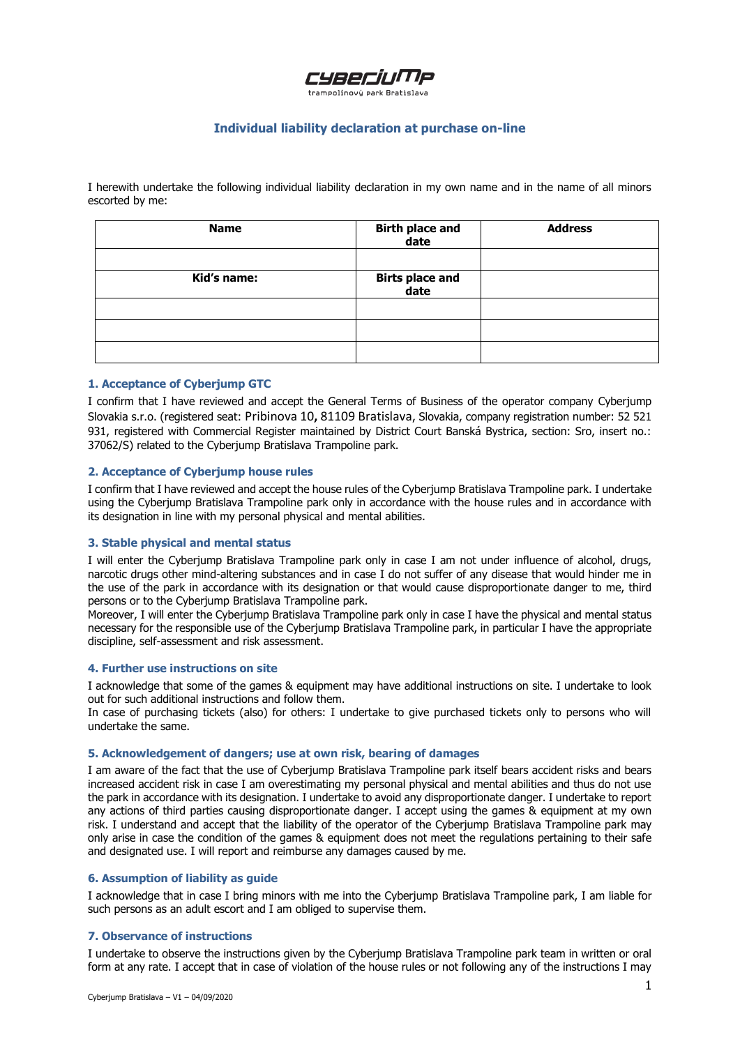# Individual liability declaration at purchase on-line

I herewith undertake the following individual liability declaration in my own name and in the name of all minors escorted by me:

| Name | Birth place and date | Address |
|---|---|---|
| | | |
| **Kid's name:** | **Birts place and date** | |
| | | |
| | | |
| | | |

## 1. Acceptance of Cyberjump GTC

I confirm that I have reviewed and accept the General Terms of Business of the operator company Cyberjump Slovakia s.r.o. (registered seat: Pribinova 10, 81109 Bratislava, Slovakia, company registration number: 52 521 931, registered with Commercial Register maintained by District Court Banská Bystrica, section: Sro, insert no.: 37062/S) related to the Cyberjump Bratislava Trampoline park.

## 2. Acceptance of Cyberjump house rules

I confirm that I have reviewed and accept the house rules of the Cyberjump Bratislava Trampoline park. I undertake using the Cyberjump Bratislava Trampoline park only in accordance with the house rules and in accordance with its designation in line with my personal physical and mental abilities.

## 3. Stable physical and mental status

I will enter the Cyberjump Bratislava Trampoline park only in case I am not under influence of alcohol, drugs, narcotic drugs other mind-altering substances and in case I do not suffer of any disease that would hinder me in the use of the park in accordance with its designation or that would cause disproportionate danger to me, third persons or to the Cyberjump Bratislava Trampoline park.
Moreover, I will enter the Cyberjump Bratislava Trampoline park only in case I have the physical and mental status necessary for the responsible use of the Cyberjump Bratislava Trampoline park, in particular I have the appropriate discipline, self-assessment and risk assessment.

## 4. Further use instructions on site

I acknowledge that some of the games & equipment may have additional instructions on site. I undertake to look out for such additional instructions and follow them.
In case of purchasing tickets (also) for others: I undertake to give purchased tickets only to persons who will undertake the same.

## 5. Acknowledgement of dangers; use at own risk, bearing of damages

I am aware of the fact that the use of Cyberjump Bratislava Trampoline park itself bears accident risks and bears increased accident risk in case I am overestimating my personal physical and mental abilities and thus do not use the park in accordance with its designation. I undertake to avoid any disproportionate danger. I undertake to report any actions of third parties causing disproportionate danger. I accept using the games & equipment at my own risk. I understand and accept that the liability of the operator of the Cyberjump Bratislava Trampoline park may only arise in case the condition of the games & equipment does not meet the regulations pertaining to their safe and designated use. I will report and reimburse any damages caused by me.

## 6. Assumption of liability as guide

I acknowledge that in case I bring minors with me into the Cyberjump Bratislava Trampoline park, I am liable for such persons as an adult escort and I am obliged to supervise them.

## 7. Observance of instructions

I undertake to observe the instructions given by the Cyberjump Bratislava Trampoline park team in written or oral form at any rate. I accept that in case of violation of the house rules or not following any of the instructions I may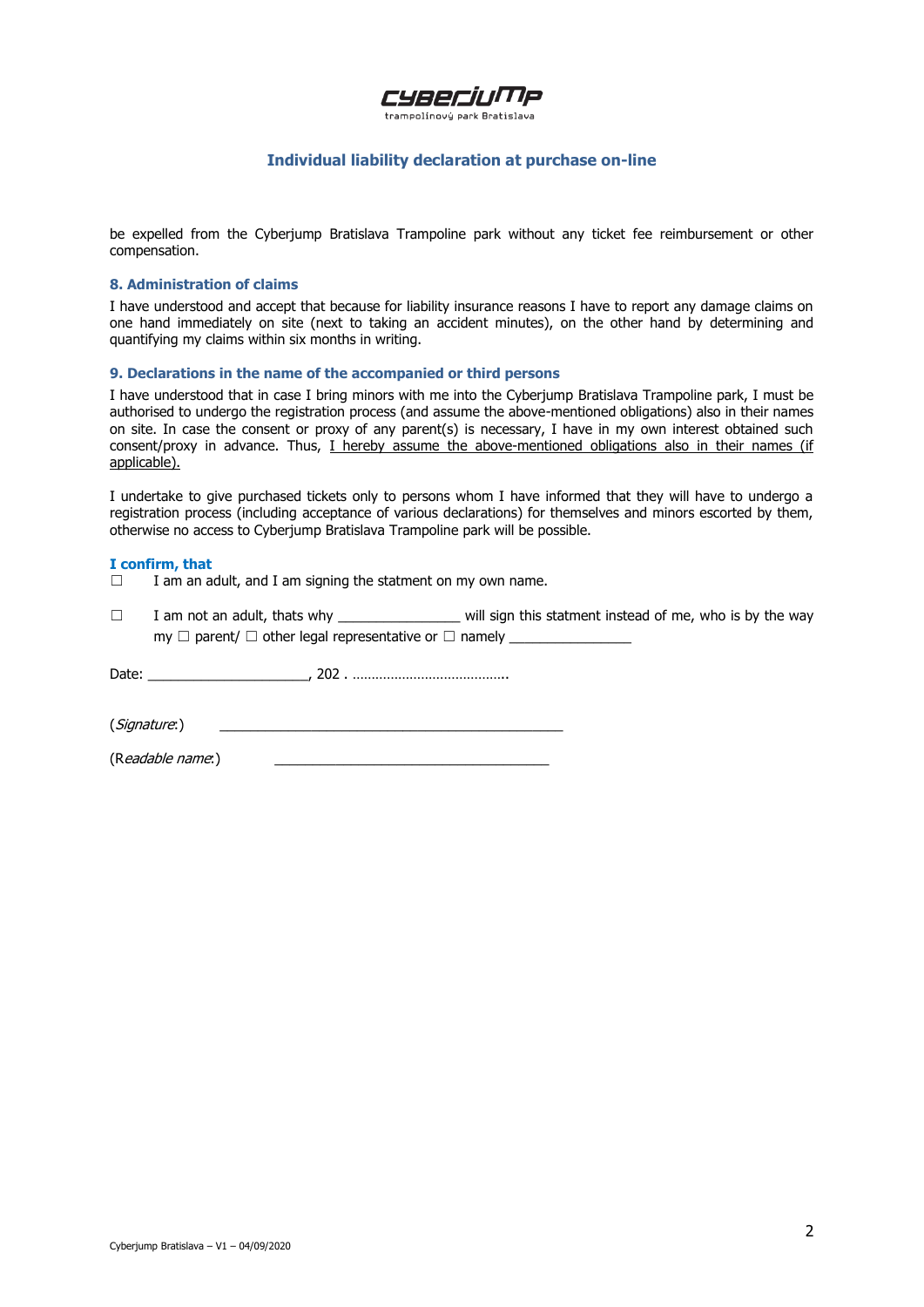## Individual liability declaration at purchase on-line

be expelled from the Cyberjump Bratislava Trampoline park without any ticket fee reimbursement or other compensation.

### 8. Administration of claims

I have understood and accept that because for liability insurance reasons I have to report any damage claims on one hand immediately on site (next to taking an accident minutes), on the other hand by determining and quantifying my claims within six months in writing.

### 9. Declarations in the name of the accompanied or third persons

I have understood that in case I bring minors with me into the Cyberjump Bratislava Trampoline park, I must be authorised to undergo the registration process (and assume the above-mentioned obligations) also in their names on site. In case the consent or proxy of any parent(s) is necessary, I have in my own interest obtained such consent/proxy in advance. Thus, <u>I hereby assume the above-mentioned obligations also in their names (if applicable).</u>

I undertake to give purchased tickets only to persons whom I have informed that they will have to undergo a registration process (including acceptance of various declarations) for themselves and minors escorted by them, otherwise no access to Cyberjump Bratislava Trampoline park will be possible.

**I confirm, that**

☐ I am an adult, and I am signing the statment on my own name.

☐ I am not an adult, thats why ________________ will sign this statment instead of me, who is by the way my ☐ parent/ ☐ other legal representative or ☐ namely ________________

Date: ______________________, 202 . …………………………………..

(*Signature*:) ______________________________________________

(R*eadable name*:) ____________________________________

Cyberjump Bratislava – V1 – 04/09/2020